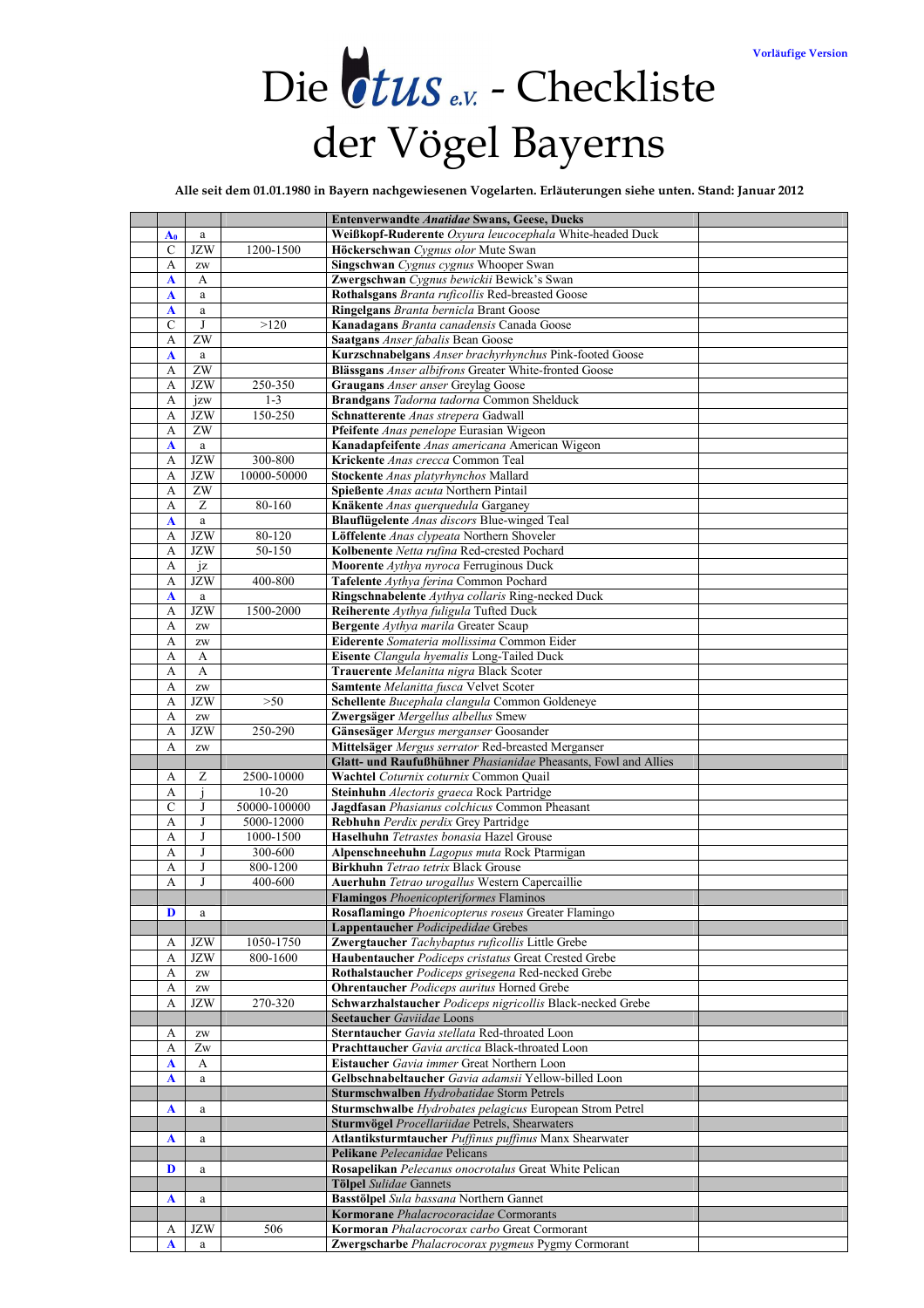Vorläufige Version

# Die Otus e.V. - Checkliste der Vögel Bayerns

**Alle seit dem 01.01.1980 in Bayern nachgewiesenen Vogelarten. Erläuterungen siehe unten. Stand: Januar 2012**

| | | | | | |
|---|---|---|---|---|---|
| | | | | **Entenverwandte** *Anatidae* Swans, Geese, Ducks | |
| | $A_0$ | a | | **Weißkopf-Ruderente** *Oxyura leucocephala* White-headed Duck | |
| | C | JZW | 1200-1500 | **Höckerschwan** *Cygnus olor* Mute Swan | |
| | A | zw | | **Singschwan** *Cygnus cygnus* Whooper Swan | |
| | **A** | A | | **Zwergschwan** *Cygnus bewickii* Bewick's Swan | |
| | **A** | a | | **Rothalsgans** *Branta ruficollis* Red-breasted Goose | |
| | **A** | a | | **Ringelgans** *Branta bernicla* Brant Goose | |
| | C | J | >120 | **Kanadagans** *Branta canadensis* Canada Goose | |
| | A | ZW | | **Saatgans** *Anser fabalis* Bean Goose | |
| | **A** | a | | **Kurzschnabelgans** *Anser brachyrhynchus* Pink-footed Goose | |
| | A | ZW | | **Blässgans** *Anser albifrons* Greater White-fronted Goose | |
| | A | JZW | 250-350 | **Graugans** *Anser anser* Greylag Goose | |
| | A | jzw | 1-3 | **Brandgans** *Tadorna tadorna* Common Shelduck | |
| | A | JZW | 150-250 | **Schnatterente** *Anas strepera* Gadwall | |
| | A | ZW | | **Pfeifente** *Anas penelope* Eurasian Wigeon | |
| | **A** | a | | **Kanadapfeifente** *Anas americana* American Wigeon | |
| | A | JZW | 300-800 | **Krickente** *Anas crecca* Common Teal | |
| | A | JZW | 10000-50000 | **Stockente** *Anas platyrhynchos* Mallard | |
| | A | ZW | | **Spießente** *Anas acuta* Northern Pintail | |
| | A | Z | 80-160 | **Knäkente** *Anas querquedula* Garganey | |
| | **A** | a | | **Blauflügelente** *Anas discors* Blue-winged Teal | |
| | A | JZW | 80-120 | **Löffelente** *Anas clypeata* Northern Shoveler | |
| | A | JZW | 50-150 | **Kolbenente** *Netta rufina* Red-crested Pochard | |
| | A | jz | | **Moorente** *Aythya nyroca* Ferruginous Duck | |
| | A | JZW | 400-800 | **Tafelente** *Aythya ferina* Common Pochard | |
| | **A** | a | | **Ringschnabelente** *Aythya collaris* Ring-necked Duck | |
| | A | JZW | 1500-2000 | **Reiherente** *Aythya fuligula* Tufted Duck | |
| | A | zw | | **Bergente** *Aythya marila* Greater Scaup | |
| | A | zw | | **Eiderente** *Somateria mollissima* Common Eider | |
| | A | A | | **Eisente** *Clangula hyemalis* Long-Tailed Duck | |
| | A | A | | **Trauerente** *Melanitta nigra* Black Scoter | |
| | A | zw | | **Samtente** *Melanitta fusca* Velvet Scoter | |
| | A | JZW | >50 | **Schellente** *Bucephala clangula* Common Goldeneye | |
| | A | zw | | **Zwergsäger** *Mergellus albellus* Smew | |
| | A | JZW | 250-290 | **Gänsesäger** *Mergus merganser* Goosander | |
| | A | zw | | **Mittelsäger** *Mergus serrator* Red-breasted Merganser | |
| | | | | **Glatt- und Raufußhühner** *Phasianidae* Pheasants, Fowl and Allies | |
| | A | Z | 2500-10000 | **Wachtel** *Coturnix coturnix* Common Quail | |
| | A | j | 10-20 | **Steinhuhn** *Alectoris graeca* Rock Partridge | |
| | C | J | 50000-100000 | **Jagdfasan** *Phasianus colchicus* Common Pheasant | |
| | A | J | 5000-12000 | **Rebhuhn** *Perdix perdix* Grey Partridge | |
| | A | J | 1000-1500 | **Haselhuhn** *Tetrastes bonasia* Hazel Grouse | |
| | A | J | 300-600 | **Alpenschneehuhn** *Lagopus muta* Rock Ptarmigan | |
| | A | J | 800-1200 | **Birkhuhn** *Tetrao tetrix* Black Grouse | |
| | A | J | 400-600 | **Auerhuhn** *Tetrao urogallus* Western Capercaillie | |
| | | | | **Flamingos** *Phoenicopteriformes* Flaminos | |
| | **D** | a | | **Rosaflamingo** *Phoenicopterus roseus* Greater Flamingo | |
| | | | | **Lappentaucher** *Podicipedidae* Grebes | |
| | A | JZW | 1050-1750 | **Zwergtaucher** *Tachybaptus ruficollis* Little Grebe | |
| | A | JZW | 800-1600 | **Haubentaucher** *Podiceps cristatus* Great Crested Grebe | |
| | A | zw | | **Rothalstaucher** *Podiceps grisegena* Red-necked Grebe | |
| | A | zw | | **Ohrentaucher** *Podiceps auritus* Horned Grebe | |
| | A | JZW | 270-320 | **Schwarzhalstaucher** *Podiceps nigricollis* Black-necked Grebe | |
| | | | | **Seetaucher** *Gaviidae* Loons | |
| | A | zw | | **Sterntaucher** *Gavia stellata* Red-throated Loon | |
| | A | Zw | | **Prachttaucher** *Gavia arctica* Black-throated Loon | |
| | **A** | A | | **Eistaucher** *Gavia immer* Great Northern Loon | |
| | **A** | a | | **Gelbschnabeltaucher** *Gavia adamsii* Yellow-billed Loon | |
| | | | | **Sturmschwalben** *Hydrobatidae* Storm Petrels | |
| | **A** | a | | **Sturmschwalbe** *Hydrobates pelagicus* European Strom Petrel | |
| | | | | **Sturmvögel** *Procellariidae* Petrels, Shearwaters | |
| | **A** | a | | **Atlantiksturmtaucher** *Puffinus puffinus* Manx Shearwater | |
| | | | | **Pelikane** *Pelecanidae* Pelicans | |
| | **D** | a | | **Rosapelikan** *Pelecanus onocrotalus* Great White Pelican | |
| | | | | **Tölpel** *Sulidae* Gannets | |
| | **A** | a | | **Basstölpel** *Sula bassana* Northern Gannet | |
| | | | | **Kormorane** *Phalacrocoracidae* Cormorants | |
| | A | JZW | 506 | **Kormoran** *Phalacrocorax carbo* Great Cormorant | |
| | **A** | a | | **Zwergscharbe** *Phalacrocorax pygmeus* Pygmy Cormorant | |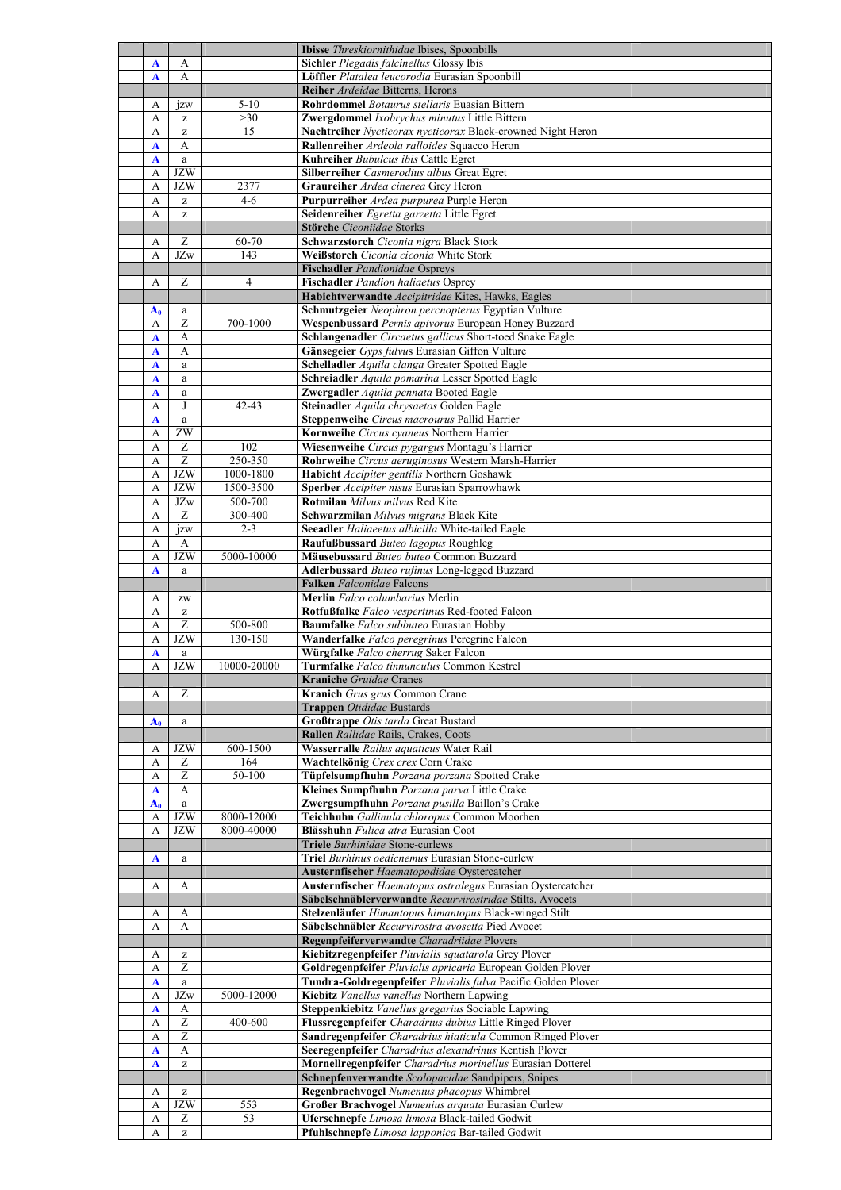| | | | | |
|---|---|---|---|---|
| | | | **Ibisse** *Threskiornithidae* Ibises, Spoonbills | |
| A | A | | **Sichler** *Plegadis falcinellus* Glossy Ibis | |
| A | A | | **Löffler** *Platalea leucorodia* Eurasian Spoonbill | |
| | | | **Reiher** *Ardeidae* Bitterns, Herons | |
| A | jzw | 5-10 | **Rohrdommel** *Botaurus stellaris* Euasian Bittern | |
| A | z | >30 | **Zwergdommel** *Ixobrychus minutus* Little Bittern | |
| A | z | 15 | **Nachtreiher** *Nycticorax nycticorax* Black-crowned Night Heron | |
| A | A | | **Rallenreiher** *Ardeola ralloides* Squacco Heron | |
| A | a | | **Kuhreiher** *Bubulcus ibis* Cattle Egret | |
| A | JZW | | **Silberreiher** *Casmerodius albus* Great Egret | |
| A | JZW | 2377 | **Graureiher** *Ardea cinerea* Grey Heron | |
| A | z | 4-6 | **Purpurreiher** *Ardea purpurea* Purple Heron | |
| A | z | | **Seidenreiher** *Egretta garzetta* Little Egret | |
| | | | **Störche** *Ciconiidae* Storks | |
| A | Z | 60-70 | **Schwarzstorch** *Ciconia nigra* Black Stork | |
| A | JZw | 143 | **Weißstorch** *Ciconia ciconia* White Stork | |
| | | | **Fischadler** *Pandionidae* Ospreys | |
| A | Z | 4 | **Fischadler** *Pandion haliaetus* Osprey | |
| | | | **Habichtverwandte** *Accipitridae* Kites, Hawks, Eagles | |
| $A_0$ | a | | **Schmutzgeier** *Neophron percnopterus* Egyptian Vulture | |
| A | Z | 700-1000 | **Wespenbussard** *Pernis apivorus* European Honey Buzzard | |
| A | A | | **Schlangenadler** *Circaetus gallicus* Short-toed Snake Eagle | |
| A | A | | **Gänsegeier** *Gyps fulvus* Eurasian Giffon Vulture | |
| A | a | | **Schelladler** *Aquila clanga* Greater Spotted Eagle | |
| A | a | | **Schreiadler** *Aquila pomarina* Lesser Spotted Eagle | |
| A | a | | **Zwergadler** *Aquila pennata* Booted Eagle | |
| A | J | 42-43 | **Steinadler** *Aquila chrysaetos* Golden Eagle | |
| A | a | | **Steppenweihe** *Circus macrourus* Pallid Harrier | |
| A | ZW | | **Kornweihe** *Circus cyaneus* Northern Harrier | |
| A | Z | 102 | **Wiesenweihe** *Circus pygargus* Montagu's Harrier | |
| A | Z | 250-350 | **Rohrweihe** *Circus aeruginosus* Western Marsh-Harrier | |
| A | JZW | 1000-1800 | **Habicht** *Accipiter gentilis* Northern Goshawk | |
| A | JZW | 1500-3500 | **Sperber** *Accipiter nisus* Eurasian Sparrowhawk | |
| A | JZw | 500-700 | **Rotmilan** *Milvus milvus* Red Kite | |
| A | Z | 300-400 | **Schwarzmilan** *Milvus migrans* Black Kite | |
| A | jzw | 2-3 | **Seeadler** *Haliaeetus albicilla* White-tailed Eagle | |
| A | A | | **Raufußbussard** *Buteo lagopus* Roughleg | |
| A | JZW | 5000-10000 | **Mäusebussard** *Buteo buteo* Common Buzzard | |
| A | a | | **Adlerbussard** *Buteo rufinus* Long-legged Buzzard | |
| | | | **Falken** *Falconidae* Falcons | |
| A | zw | | **Merlin** *Falco columbarius* Merlin | |
| A | z | | **Rotfußfalke** *Falco vespertinus* Red-footed Falcon | |
| A | Z | 500-800 | **Baumfalke** *Falco subbuteo* Eurasian Hobby | |
| A | JZW | 130-150 | **Wanderfalke** *Falco peregrinus* Peregrine Falcon | |
| A | a | | **Würgfalke** *Falco cherrug* Saker Falcon | |
| A | JZW | 10000-20000 | **Turmfalke** *Falco tinnunculus* Common Kestrel | |
| | | | **Kraniche** *Gruidae* Cranes | |
| A | Z | | **Kranich** *Grus grus* Common Crane | |
| | | | **Trappen** *Otididae* Bustards | |
| $A_0$ | a | | **Großtrappe** *Otis tarda* Great Bustard | |
| | | | **Rallen** *Rallidae* Rails, Crakes, Coots | |
| A | JZW | 600-1500 | **Wasserralle** *Rallus aquaticus* Water Rail | |
| A | Z | 164 | **Wachtelkönig** *Crex crex* Corn Crake | |
| A | Z | 50-100 | **Tüpfelsumpfhuhn** *Porzana porzana* Spotted Crake | |
| A | A | | **Kleines Sumpfhuhn** *Porzana parva* Little Crake | |
| $A_0$ | a | | **Zwergsumpfhuhn** *Porzana pusilla* Baillon's Crake | |
| A | JZW | 8000-12000 | **Teichhuhn** *Gallinula chloropus* Common Moorhen | |
| A | JZW | 8000-40000 | **Blässhuhn** *Fulica atra* Eurasian Coot | |
| | | | **Triele** *Burhinidae* Stone-curlews | |
| A | a | | **Triel** *Burhinus oedicnemus* Eurasian Stone-curlew | |
| | | | **Austernfischer** *Haematopodidae* Oystercatcher | |
| A | A | | **Austernfischer** *Haematopus ostralegus* Eurasian Oystercatcher | |
| | | | **Säbelschnäblerverwandte** *Recurvirostridae* Stilts, Avocets | |
| A | A | | **Stelzenläufer** *Himantopus himantopus* Black-winged Stilt | |
| A | A | | **Säbelschnäbler** *Recurvirostra avosetta* Pied Avocet | |
| | | | **Regenpfeiferverwandte** *Charadriidae* Plovers | |
| A | z | | **Kiebitzregenpfeifer** *Pluvialis squatarola* Grey Plover | |
| A | Z | | **Goldregenpfeifer** *Pluvialis apricaria* European Golden Plover | |
| A | a | | **Tundra-Goldregenpfeifer** *Pluvialis fulva* Pacific Golden Plover | |
| A | JZw | 5000-12000 | **Kiebitz** *Vanellus vanellus* Northern Lapwing | |
| A | A | | **Steppenkiebitz** *Vanellus gregarius* Sociable Lapwing | |
| A | Z | 400-600 | **Flussregenpfeifer** *Charadrius dubius* Little Ringed Plover | |
| A | Z | | **Sandregenpfeifer** *Charadrius hiaticula* Common Ringed Plover | |
| A | A | | **Seeregenpfeifer** *Charadrius alexandrinus* Kentish Plover | |
| A | z | | **Mornellregenpfeifer** *Charadrius morinellus* Eurasian Dotterel | |
| | | | **Schnepfenverwandte** *Scolopacidae* Sandpipers, Snipes | |
| A | z | | **Regenbrachvogel** *Numenius phaeopus* Whimbrel | |
| A | JZW | 553 | **Großer Brachvogel** *Numenius arquata* Eurasian Curlew | |
| A | Z | 53 | **Uferschnepfe** *Limosa limosa* Black-tailed Godwit | |
| A | z | | **Pfuhlschnepfe** *Limosa lapponica* Bar-tailed Godwit | |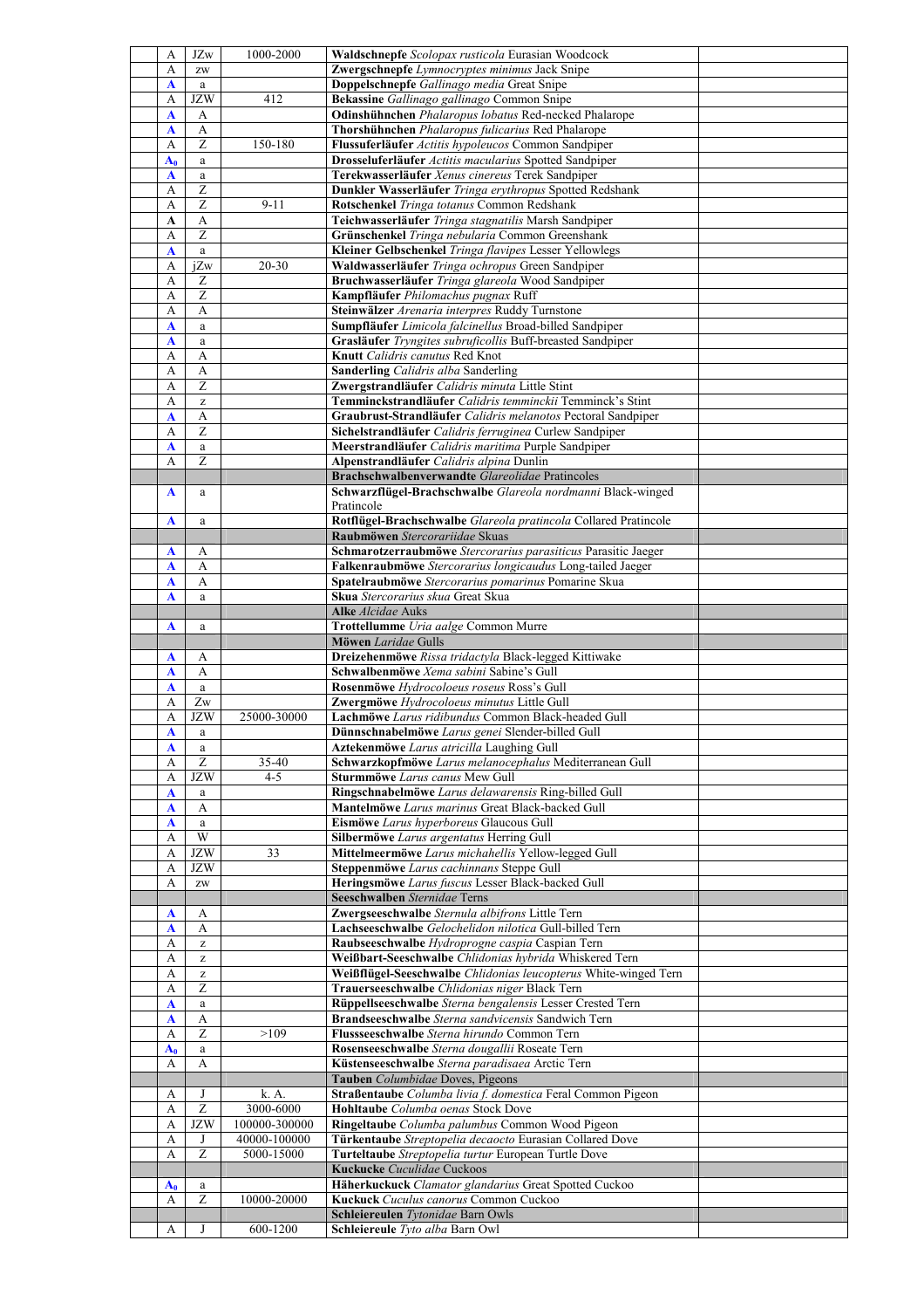|  |  |  |  |  |  |
|---|---|---|---|---|---|
|  | A | JZw | 1000-2000 | **Waldschnepfe** *Scolopax rusticola* Eurasian Woodcock |  |
|  | A | zw |  | **Zwergschnepfe** *Lymnocryptes minimus* Jack Snipe |  |
|  | **A** | a |  | **Doppelschnepfe** *Gallinago media* Great Snipe |  |
|  | A | JZW | 412 | **Bekassine** *Gallinago gallinago* Common Snipe |  |
|  | **A** | A |  | **Odinshühnchen** *Phalaropus lobatus* Red-necked Phalarope |  |
|  | **A** | A |  | **Thorshühnchen** *Phalaropus fulicarius* Red Phalarope |  |
|  | A | Z | 150-180 | **Flussuferläufer** *Actitis hypoleucos* Common Sandpiper |  |
|  | **$A_0$** | a |  | **Drosseluferläufer** *Actitis macularius* Spotted Sandpiper |  |
|  | **A** | a |  | **Terekwasserläufer** *Xenus cinereus* Terek Sandpiper |  |
|  | A | Z |  | **Dunkler Wasserläufer** *Tringa erythropus* Spotted Redshank |  |
|  | A | Z | 9-11 | **Rotschenkel** *Tringa totanus* Common Redshank |  |
|  | **A** | A |  | **Teichwasserläufer** *Tringa stagnatilis* Marsh Sandpiper |  |
|  | A | Z |  | **Grünschenkel** *Tringa nebularia* Common Greenshank |  |
|  | **A** | a |  | **Kleiner Gelbschenkel** *Tringa flavipes* Lesser Yellowlegs |  |
|  | A | jZw | 20-30 | **Waldwasserläufer** *Tringa ochropus* Green Sandpiper |  |
|  | A | Z |  | **Bruchwasserläufer** *Tringa glareola* Wood Sandpiper |  |
|  | A | Z |  | **Kampfläufer** *Philomachus pugnax* Ruff |  |
|  | A | A |  | **Steinwälzer** *Arenaria interpres* Ruddy Turnstone |  |
|  | **A** | a |  | **Sumpfläufer** *Limicola falcinellus* Broad-billed Sandpiper |  |
|  | **A** | a |  | **Grasläufer** *Tryngites subruficollis* Buff-breasted Sandpiper |  |
|  | A | A |  | **Knutt** *Calidris canutus* Red Knot |  |
|  | A | A |  | **Sanderling** *Calidris alba* Sanderling |  |
|  | A | Z |  | **Zwergstrandläufer** *Calidris minuta* Little Stint |  |
|  | A | z |  | **Temminckstrandläufer** *Calidris temminckii* Temminck's Stint |  |
|  | **A** | A |  | **Graubrust-Strandläufer** *Calidris melanotos* Pectoral Sandpiper |  |
|  | A | Z |  | **Sichelstrandläufer** *Calidris ferruginea* Curlew Sandpiper |  |
|  | **A** | a |  | **Meerstrandläufer** *Calidris maritima* Purple Sandpiper |  |
|  | A | Z |  | **Alpenstrandläufer** *Calidris alpina* Dunlin |  |
|  |  |  |  | **Brachschwalbenverwandte** *Glareolidae* Pratincoles |  |
|  | **A** | a |  | **Schwarzflügel-Brachschwalbe** *Glareola nordmanni* Black-winged Pratincole |  |
|  | **A** | a |  | **Rotflügel-Brachschwalbe** *Glareola pratincola* Collared Pratincole |  |
|  |  |  |  | **Raubmöwen** *Stercorariidae* Skuas |  |
|  | **A** | A |  | **Schmarotzerraubmöwe** *Stercorarius parasiticus* Parasitic Jaeger |  |
|  | **A** | A |  | **Falkenraubmöwe** *Stercorarius longicaudus* Long-tailed Jaeger |  |
|  | **A** | A |  | **Spatelraubmöwe** *Stercorarius pomarinus* Pomarine Skua |  |
|  | **A** | a |  | **Skua** *Stercorarius skua* Great Skua |  |
|  |  |  |  | **Alke** *Alcidae* Auks |  |
|  | **A** | a |  | **Trottellumme** *Uria aalge* Common Murre |  |
|  |  |  |  | **Möwen** *Laridae* Gulls |  |
|  | **A** | A |  | **Dreizehenmöwe** *Rissa tridactyla* Black-legged Kittiwake |  |
|  | **A** | A |  | **Schwalbenmöwe** *Xema sabini* Sabine's Gull |  |
|  | **A** | a |  | **Rosenmöwe** *Hydrocoloeus roseus* Ross's Gull |  |
|  | A | Zw |  | **Zwergmöwe** *Hydrocoloeus minutus* Little Gull |  |
|  | A | JZW | 25000-30000 | **Lachmöwe** *Larus ridibundus* Common Black-headed Gull |  |
|  | **A** | a |  | **Dünnschnabelmöwe** *Larus genei* Slender-billed Gull |  |
|  | **A** | a |  | **Aztekenmöwe** *Larus atricilla* Laughing Gull |  |
|  | A | Z | 35-40 | **Schwarzkopfmöwe** *Larus melanocephalus* Mediterranean Gull |  |
|  | A | JZW | 4-5 | **Sturmmöwe** *Larus canus* Mew Gull |  |
|  | **A** | a |  | **Ringschnabelmöwe** *Larus delawarensis* Ring-billed Gull |  |
|  | **A** | A |  | **Mantelmöwe** *Larus marinus* Great Black-backed Gull |  |
|  | **A** | a |  | **Eismöwe** *Larus hyperboreus* Glaucous Gull |  |
|  | A | W |  | **Silbermöwe** *Larus argentatus* Herring Gull |  |
|  | A | JZW | 33 | **Mittelmeermöwe** *Larus michahellis* Yellow-legged Gull |  |
|  | A | JZW |  | **Steppenmöwe** *Larus cachinnans* Steppe Gull |  |
|  | A | zw |  | **Heringsmöwe** *Larus fuscus* Lesser Black-backed Gull |  |
|  |  |  |  | **Seeschwalben** *Sternidae* Terns |  |
|  | **A** | A |  | **Zwergseeschwalbe** *Sternula albifrons* Little Tern |  |
|  | **A** | A |  | **Lachseeschwalbe** *Gelochelidon nilotica* Gull-billed Tern |  |
|  | A | z |  | **Raubseeschwalbe** *Hydroprogne caspia* Caspian Tern |  |
|  | A | z |  | **Weißbart-Seeschwalbe** *Chlidonias hybrida* Whiskered Tern |  |
|  | A | z |  | **Weißflügel-Seeschwalbe** *Chlidonias leucopterus* White-winged Tern |  |
|  | A | Z |  | **Trauerseeschwalbe** *Chlidonias niger* Black Tern |  |
|  | **A** | a |  | **Rüppellseeschwalbe** *Sterna bengalensis* Lesser Crested Tern |  |
|  | **A** | A |  | **Brandseeschwalbe** *Sterna sandvicensis* Sandwich Tern |  |
|  | A | Z | >109 | **Flussseeschwalbe** *Sterna hirundo* Common Tern |  |
|  | **$A_0$** | a |  | **Rosenseeschwalbe** *Sterna dougallii* Roseate Tern |  |
|  | A | A |  | **Küstenseeschwalbe** *Sterna paradisaea* Arctic Tern |  |
|  |  |  |  | **Tauben** *Columbidae* Doves, Pigeons |  |
|  | A | J | k. A. | **Straßentaube** *Columba livia f. domestica* Feral Common Pigeon |  |
|  | A | Z | 3000-6000 | **Hohltaube** *Columba oenas* Stock Dove |  |
|  | A | JZW | 100000-300000 | **Ringeltaube** *Columba palumbus* Common Wood Pigeon |  |
|  | A | J | 40000-100000 | **Türkentaube** *Streptopelia decaocto* Eurasian Collared Dove |  |
|  | A | Z | 5000-15000 | **Turteltaube** *Streptopelia turtur* European Turtle Dove |  |
|  |  |  |  | **Kuckucke** *Cuculidae* Cuckoos |  |
|  | **$A_0$** | a |  | **Häherkuckuck** *Clamator glandarius* Great Spotted Cuckoo |  |
|  | A | Z | 10000-20000 | **Kuckuck** *Cuculus canorus* Common Cuckoo |  |
|  |  |  |  | **Schleiereulen** *Tytonidae* Barn Owls |  |
|  | A | J | 600-1200 | **Schleiereule** *Tyto alba* Barn Owl |  |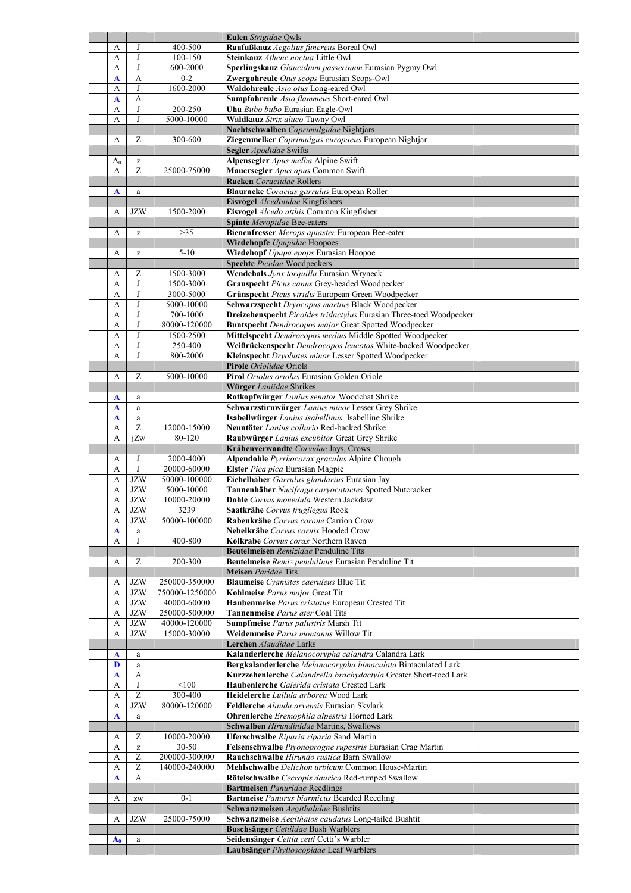| | | | | |
|---|---|---|---|---|
| | | | **Eulen** *Strigidae* Owls | |
| A | J | 400-500 | **Raufußkauz** *Aegolius funereus* Boreal Owl | |
| A | J | 100-150 | **Steinkauz** *Athene noctua* Little Owl | |
| A | J | 600-2000 | **Sperlingskauz** *Glaucidium passerinum* Eurasian Pygmy Owl | |
| **A** | A | 0-2 | **Zwergohreule** *Otus scops* Eurasian Scops-Owl | |
| A | J | 1600-2000 | **Waldohreule** *Asio otus* Long-eared Owl | |
| **A** | A | | **Sumpfohreule** *Asio flammeus* Short-eared Owl | |
| A | J | 200-250 | **Uhu** *Bubo bubo* Eurasian Eagle-Owl | |
| A | J | 5000-10000 | **Waldkauz** *Strix aluco* Tawny Owl | |
| | | | **Nachtschwalben** *Caprimulgidae* Nightjars | |
| A | Z | 300-600 | **Ziegenmelker** *Caprimulgus europaeus* European Nightjar | |
| | | | **Segler** *Apodidae* Swifts | |
| $A_0$ | z | | **Alpensegler** *Apus melba* Alpine Swift | |
| A | Z | 25000-75000 | **Mauersegler** *Apus apus* Common Swift | |
| | | | **Racken** *Coraciidae* Rollers | |
| **A** | a | | **Blauracke** *Coracias garrulus* European Roller | |
| | | | **Eisvögel** *Alcedinidae* Kingfishers | |
| A | JZW | 1500-2000 | **Eisvogel** *Alcedo atthis* Common Kingfisher | |
| | | | **Spinte** *Meropidae* Bee-eaters | |
| A | z | >35 | **Bienenfresser** *Merops apiaster* European Bee-eater | |
| | | | **Wiedehopfe** *Upupidae* Hoopoes | |
| A | z | 5-10 | **Wiedehopf** *Upupa epops* Eurasian Hoopoe | |
| | | | **Spechte** *Picidae* Woodpeckers | |
| A | Z | 1500-3000 | **Wendehals** *Jynx torquilla* Eurasian Wryneck | |
| A | J | 1500-3000 | **Grauspecht** *Picus canus* Grey-headed Woodpecker | |
| A | J | 3000-5000 | **Grünspecht** *Picus viridis* European Green Woodpecker | |
| A | J | 5000-10000 | **Schwarzspecht** *Dryocopus martius* Black Woodpecker | |
| A | J | 700-1000 | **Dreizehenspecht** *Picoides tridactylus* Eurasian Three-toed Woodpecker | |
| A | J | 80000-120000 | **Buntspecht** *Dendrocopos major* Great Spotted Woodpecker | |
| A | J | 1500-2500 | **Mittelspecht** *Dendrocopos medius* Middle Spotted Woodpecker | |
| A | J | 250-400 | **Weißrückenspecht** *Dendrocopos leucotos* White-backed Woodpecker | |
| A | J | 800-2000 | **Kleinspecht** *Dryobates minor* Lesser Spotted Woodpecker | |
| | | | **Pirole** *Oriolidae* Oriols | |
| A | Z | 5000-10000 | **Pirol** *Oriolus oriolus* Eurasian Golden Oriole | |
| | | | **Würger** *Laniidae* Shrikes | |
| **A** | a | | **Rotkopfwürger** *Lanius senator* Woodchat Shrike | |
| **A** | a | | **Schwarzstirnwürger** *Lanius minor* Lesser Grey Shrike | |
| **A** | a | | **Isabellwürger** *Lanius isabellinus* Isabelline Shrike | |
| A | Z | 12000-15000 | **Neuntöter** *Lanius collurio* Red-backed Shrike | |
| A | jZw | 80-120 | **Raubwürger** *Lanius excubitor* Great Grey Shrike | |
| | | | **Krähenverwandte** *Corvidae* Jays, Crows | |
| A | J | 2000-4000 | **Alpendohle** *Pyrrhocorax graculus* Alpine Chough | |
| A | J | 20000-60000 | **Elster** *Pica pica* Eurasian Magpie | |
| A | JZW | 50000-100000 | **Eichelhäher** *Garrulus glandarius* Eurasian Jay | |
| A | JZW | 5000-10000 | **Tannenhäher** *Nucifraga caryocatactes* Spotted Nutcracker | |
| A | JZW | 10000-20000 | **Dohle** *Corvus monedula* Western Jackdaw | |
| A | JZW | 3239 | **Saatkrähe** *Corvus frugilegus* Rook | |
| A | JZW | 50000-100000 | **Rabenkrähe** *Corvus corone* Carrion Crow | |
| **A** | a | | **Nebelkrähe** *Corvus cornix* Hooded Crow | |
| A | J | 400-800 | **Kolkrabe** *Corvus corax* Northern Raven | |
| | | | **Beutelmeisen** *Remizidae* Penduline Tits | |
| A | Z | 200-300 | **Beutelmeise** *Remiz pendulinus* Eurasian Penduline Tit | |
| | | | **Meisen** *Paridae* Tits | |
| A | JZW | 250000-350000 | **Blaumeise** *Cyanistes caeruleus* Blue Tit | |
| A | JZW | 750000-1250000 | **Kohlmeise** *Parus major* Great Tit | |
| A | JZW | 40000-60000 | **Haubenmeise** *Parus cristatus* European Crested Tit | |
| A | JZW | 250000-500000 | **Tannenmeise** *Parus ater* Coal Tits | |
| A | JZW | 40000-120000 | **Sumpfmeise** *Parus palustris* Marsh Tit | |
| A | JZW | 15000-30000 | **Weidenmeise** *Parus montanus* Willow Tit | |
| | | | **Lerchen** *Alaudidae* Larks | |
| **A** | a | | **Kalanderlerche** *Melanocorypha calandra* Calandra Lark | |
| **D** | a | | **Bergkalanderlerche** *Melanocorypha bimaculata* Bimaculated Lark | |
| **A** | A | | **Kurzzehenlerche** *Calandrella brachydactyla* Greater Short-toed Lark | |
| A | J | <100 | **Haubenlerche** *Galerida cristata* Crested Lark | |
| A | Z | 300-400 | **Heidelerche** *Lullula arborea* Wood Lark | |
| A | JZW | 80000-120000 | **Feldlerche** *Alauda arvensis* Eurasian Skylark | |
| **A** | a | | **Ohrenlerche** *Eremophila alpestris* Horned Lark | |
| | | | **Schwalben** *Hirundinidae* Martins, Swallows | |
| A | Z | 10000-20000 | **Uferschwalbe** *Riparia riparia* Sand Martin | |
| A | z | 30-50 | **Felsenschwalbe** *Ptyonoprogne rupestris* Eurasian Crag Martin | |
| A | Z | 200000-300000 | **Rauchschwalbe** *Hirundo rustica* Barn Swallow | |
| A | Z | 140000-240000 | **Mehlschwalbe** *Delichon urbicum* Common House-Martin | |
| **A** | A | | **Rötelschwalbe** *Cecropis daurica* Red-rumped Swallow | |
| | | | **Bartmeisen** *Panuridae* Reedlings | |
| A | zw | 0-1 | **Bartmeise** *Panurus biarmicus* Bearded Reedling | |
| | | | **Schwanzmeisen** *Aegithalidae* Bushtits | |
| A | JZW | 25000-75000 | **Schwanzmeise** *Aegithalos caudatus* Long-tailed Bushtit | |
| | | | **Buschsänger** *Cettiidae* Bush Warblers | |
| **$A_0$** | a | | **Seidensänger** *Cettia cetti* Cetti's Warbler | |
| | | | **Laubsänger** *Phylloscopidae* Leaf Warblers | |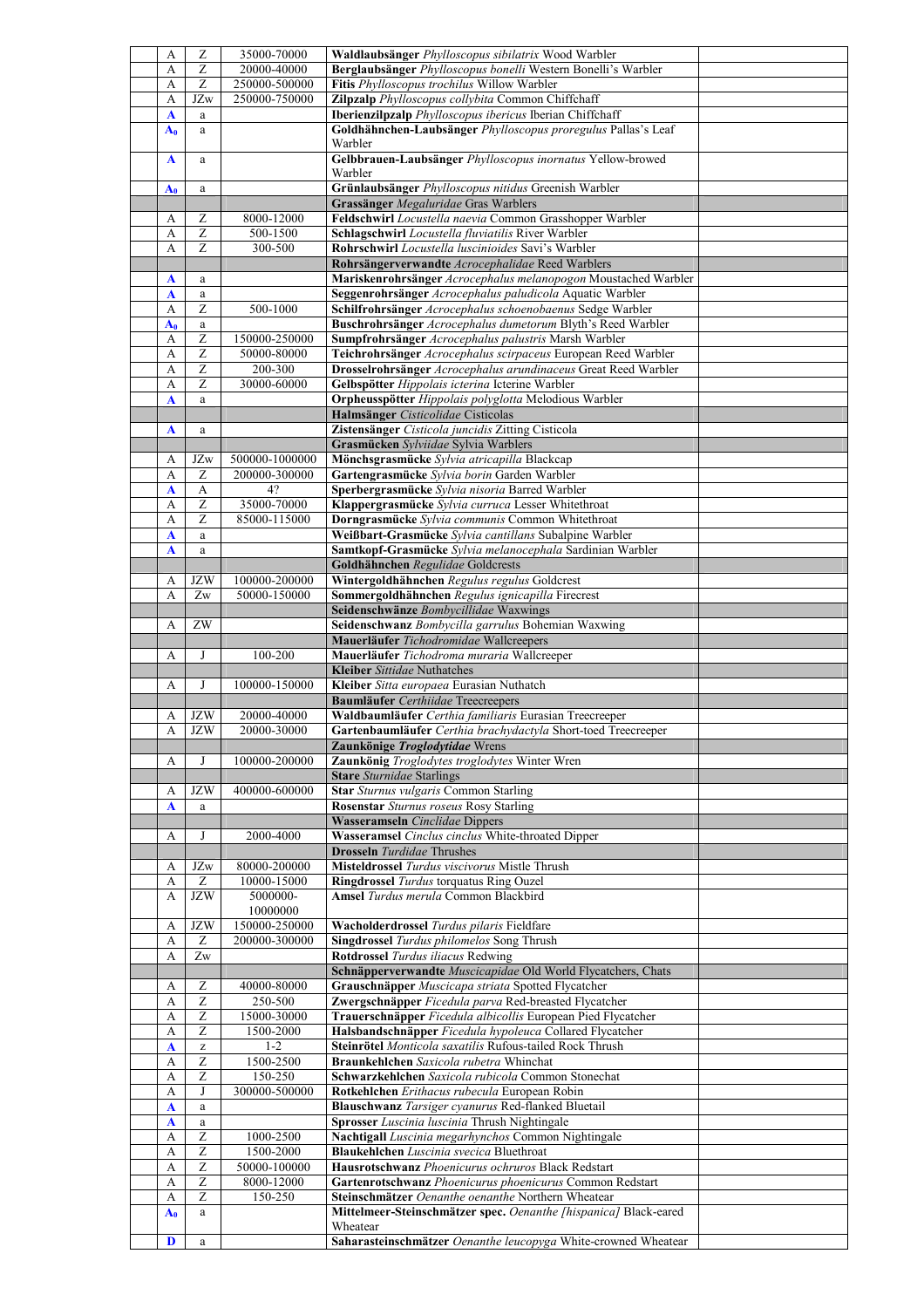| | | | | |
|---|---|---|---|---|
| A | Z | 35000-70000 | **Waldlaubsänger** *Phylloscopus sibilatrix* Wood Warbler | |
| A | Z | 20000-40000 | **Berglaubsänger** *Phylloscopus bonelli* Western Bonelli's Warbler | |
| A | Z | 250000-500000 | **Fitis** *Phylloscopus trochilus* Willow Warbler | |
| A | JZw | 250000-750000 | **Zilpzalp** *Phylloscopus collybita* Common Chiffchaff | |
| **A** | a | | **Iberienzilpzalp** *Phylloscopus ibericus* Iberian Chiffchaff | |
| $A_0$ | a | | **Goldhähnchen-Laubsänger** *Phylloscopus proregulus* Pallas's Leaf Warbler | |
| **A** | a | | **Gelbbrauen-Laubsänger** *Phylloscopus inornatus* Yellow-browed Warbler | |
| $A_0$ | a | | **Grünlaubsänger** *Phylloscopus nitidus* Greenish Warbler | |
| | | | **Grassänger** *Megaluridae* Gras Warblers | |
| A | Z | 8000-12000 | **Feldschwirl** *Locustella naevia* Common Grasshopper Warbler | |
| A | Z | 500-1500 | **Schlagschwirl** *Locustella fluviatilis* River Warbler | |
| A | Z | 300-500 | **Rohrschwirl** *Locustella luscinioides* Savi's Warbler | |
| | | | **Rohrsängerverwandte** *Acrocephalidae* Reed Warblers | |
| **A** | a | | **Mariskenrohrsänger** *Acrocephalus melanopogon* Moustached Warbler | |
| **A** | a | | **Seggenrohrsänger** *Acrocephalus paludicola* Aquatic Warbler | |
| A | Z | 500-1000 | **Schilfrohrsänger** *Acrocephalus schoenobaenus* Sedge Warbler | |
| $A_0$ | a | | **Buschrohrsänger** *Acrocephalus dumetorum* Blyth's Reed Warbler | |
| A | Z | 150000-250000 | **Sumpfrohrsänger** *Acrocephalus palustris* Marsh Warbler | |
| A | Z | 50000-80000 | **Teichrohrsänger** *Acrocephalus scirpaceus* European Reed Warbler | |
| A | Z | 200-300 | **Drosselrohrsänger** *Acrocephalus arundinaceus* Great Reed Warbler | |
| A | Z | 30000-60000 | **Gelbspötter** *Hippolais icterina* Icterine Warbler | |
| **A** | a | | **Orpheusspötter** *Hippolais polyglotta* Melodious Warbler | |
| | | | **Halmsänger** *Cisticolidae* Cisticolas | |
| **A** | a | | **Zistensänger** *Cisticola juncidis* Zitting Cisticola | |
| | | | **Grasmücken** *Sylviidae* Sylvia Warblers | |
| A | JZw | 500000-1000000 | **Mönchsgrasmücke** *Sylvia atricapilla* Blackcap | |
| A | Z | 200000-300000 | **Gartengrasmücke** *Sylvia borin* Garden Warbler | |
| **A** | A | 4? | **Sperbergrasmücke** *Sylvia nisoria* Barred Warbler | |
| A | Z | 35000-70000 | **Klappergrasmücke** *Sylvia curruca* Lesser Whitethroat | |
| A | Z | 85000-115000 | **Dorngrasmücke** *Sylvia communis* Common Whitethroat | |
| **A** | a | | **Weißbart-Grasmücke** *Sylvia cantillans* Subalpine Warbler | |
| **A** | a | | **Samtkopf-Grasmücke** *Sylvia melanocephala* Sardinian Warbler | |
| | | | **Goldhähnchen** *Regulidae* Goldcrests | |
| A | JZW | 100000-200000 | **Wintergoldhähnchen** *Regulus regulus* Goldcrest | |
| A | Zw | 50000-150000 | **Sommergoldhähnchen** *Regulus ignicapilla* Firecrest | |
| | | | **Seidenschwänze** *Bombycillidae* Waxwings | |
| A | ZW | | **Seidenschwanz** *Bombycilla garrulus* Bohemian Waxwing | |
| | | | **Mauerläufer** *Tichodromidae* Wallcreepers | |
| A | J | 100-200 | **Mauerläufer** *Tichodroma muraria* Wallcreeper | |
| | | | **Kleiber** *Sittidae* Nuthatches | |
| A | J | 100000-150000 | **Kleiber** *Sitta europaea* Eurasian Nuthatch | |
| | | | **Baumläufer** *Certhiidae* Treecreepers | |
| A | JZW | 20000-40000 | **Waldbaumläufer** *Certhia familiaris* Eurasian Treecreeper | |
| A | JZW | 20000-30000 | **Gartenbaumläufer** *Certhia brachydactyla* Short-toed Treecreeper | |
| | | | **Zaunkönige** ***Troglodytidae*** Wrens | |
| A | J | 100000-200000 | **Zaunkönig** *Troglodytes troglodytes* Winter Wren | |
| | | | **Stare** *Sturnidae* Starlings | |
| A | JZW | 400000-600000 | **Star** *Sturnus vulgaris* Common Starling | |
| **A** | a | | **Rosenstar** *Sturnus roseus* Rosy Starling | |
| | | | **Wasseramseln** *Cinclidae* Dippers | |
| A | J | 2000-4000 | **Wasseramsel** *Cinclus cinclus* White-throated Dipper | |
| | | | **Drosseln** *Turdidae* Thrushes | |
| A | JZw | 80000-200000 | **Misteldrossel** *Turdus viscivorus* Mistle Thrush | |
| A | Z | 10000-15000 | **Ringdrossel** *Turdus* torquatus Ring Ouzel | |
| A | JZW | 5000000-10000000 | **Amsel** *Turdus merula* Common Blackbird | |
| A | JZW | 150000-250000 | **Wacholderdrossel** *Turdus pilaris* Fieldfare | |
| A | Z | 200000-300000 | **Singdrossel** *Turdus philomelos* Song Thrush | |
| A | Zw | | **Rotdrossel** *Turdus iliacus* Redwing | |
| | | | **Schnäpperverwandte** *Muscicapidae* Old World Flycatchers, Chats | |
| A | Z | 40000-80000 | **Grauschnäpper** *Muscicapa striata* Spotted Flycatcher | |
| A | Z | 250-500 | **Zwergschnäpper** *Ficedula parva* Red-breasted Flycatcher | |
| A | Z | 15000-30000 | **Trauerschnäpper** *Ficedula albicollis* European Pied Flycatcher | |
| A | Z | 1500-2000 | **Halsbandschnäpper** *Ficedula hypoleuca* Collared Flycatcher | |
| **A** | z | 1-2 | **Steinrötel** *Monticola saxatilis* Rufous-tailed Rock Thrush | |
| A | Z | 1500-2500 | **Braunkehlchen** *Saxicola rubetra* Whinchat | |
| A | Z | 150-250 | **Schwarzkehlchen** *Saxicola rubicola* Common Stonechat | |
| A | J | 300000-500000 | **Rotkehlchen** *Erithacus rubecula* European Robin | |
| **A** | a | | **Blauschwanz** *Tarsiger cyanurus* Red-flanked Bluetail | |
| **A** | a | | **Sprosser** *Luscinia luscinia* Thrush Nightingale | |
| A | Z | 1000-2500 | **Nachtigall** *Luscinia megarhynchos* Common Nightingale | |
| A | Z | 1500-2000 | **Blaukehlchen** *Luscinia svecica* Bluethroat | |
| A | Z | 50000-100000 | **Hausrotschwanz** *Phoenicurus ochruros* Black Redstart | |
| A | Z | 8000-12000 | **Gartenrotschwanz** *Phoenicurus phoenicurus* Common Redstart | |
| A | Z | 150-250 | **Steinschmätzer** *Oenanthe oenanthe* Northern Wheatear | |
| $A_0$ | a | | **Mittelmeer-Steinschmätzer spec.** *Oenanthe [hispanica]* Black-eared Wheatear | |
| **D** | a | | **Saharasteinschmätzer** *Oenanthe leucopyga* White-crowned Wheatear | |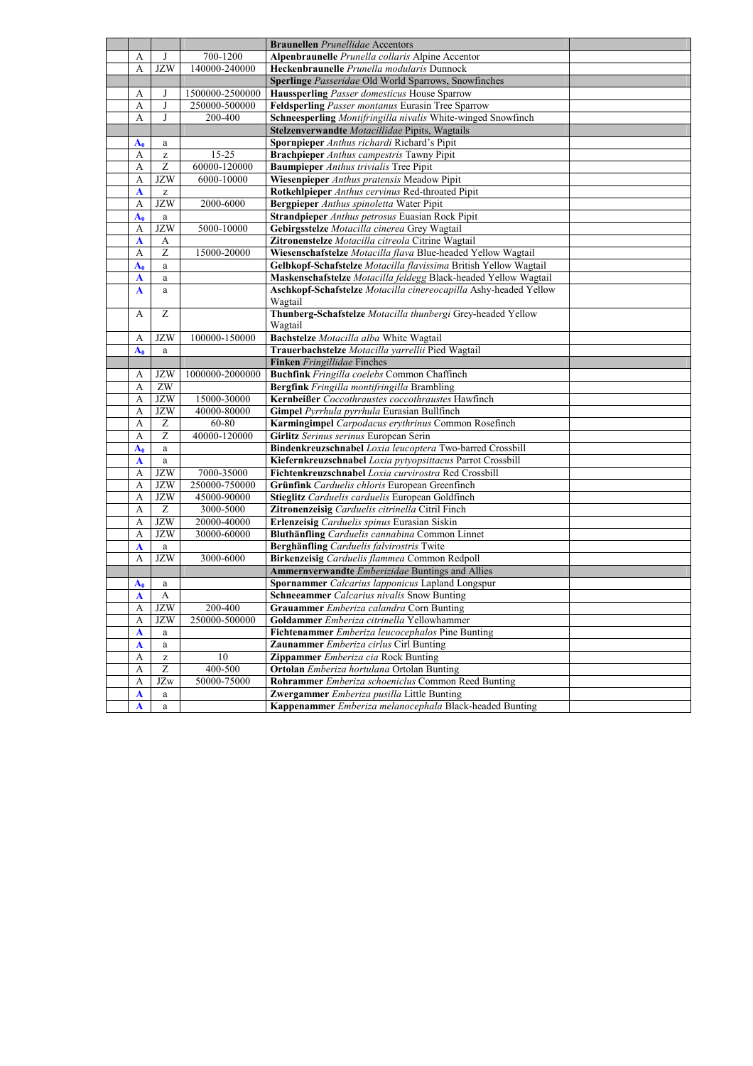| | | | | |
|---|---|---|---|---|
| | | | **Braunellen** *Prunellidae* Accentors | |
| A | J | 700-1200 | **Alpenbraunelle** *Prunella collaris* Alpine Accentor | |
| A | JZW | 140000-240000 | **Heckenbraunelle** *Prunella modularis* Dunnock | |
| | | | **Sperlinge** *Passeridae* Old World Sparrows, Snowfinches | |
| A | J | 1500000-2500000 | **Haussperling** *Passer domesticus* House Sparrow | |
| A | J | 250000-500000 | **Feldsperling** *Passer montanus* Eurasin Tree Sparrow | |
| A | J | 200-400 | **Schneesperling** *Montifringilla nivalis* White-winged Snowfinch | |
| | | | **Stelzenverwandte** *Motacillidae* Pipits, Wagtails | |
| $A_0$ | a | | **Spornpieper** *Anthus richardi* Richard's Pipit | |
| A | z | 15-25 | **Brachpieper** *Anthus campestris* Tawny Pipit | |
| A | Z | 60000-120000 | **Baumpieper** *Anthus trivialis* Tree Pipit | |
| A | JZW | 6000-10000 | **Wiesenpieper** *Anthus pratensis* Meadow Pipit | |
| A | z | | **Rotkehlpieper** *Anthus cervinus* Red-throated Pipit | |
| A | JZW | 2000-6000 | **Bergpieper** *Anthus spinoletta* Water Pipit | |
| $A_0$ | a | | **Strandpieper** *Anthus petrosus* Euasian Rock Pipit | |
| A | JZW | 5000-10000 | **Gebirgsstelze** *Motacilla cinerea* Grey Wagtail | |
| A | A | | **Zitronenstelze** *Motacilla citreola* Citrine Wagtail | |
| A | Z | 15000-20000 | **Wiesenschafstelze** *Motacilla flava* Blue-headed Yellow Wagtail | |
| $A_0$ | a | | **Gelbkopf-Schafstelze** *Motacilla flavissima* British Yellow Wagtail | |
| A | a | | **Maskenschafstelze** *Motacilla feldegg* Black-headed Yellow Wagtail | |
| A | a | | **Aschkopf-Schafstelze** *Motacilla cinereocapilla* Ashy-headed Yellow Wagtail | |
| A | Z | | **Thunberg-Schafstelze** *Motacilla thunbergi* Grey-headed Yellow Wagtail | |
| A | JZW | 100000-150000 | **Bachstelze** *Motacilla alba* White Wagtail | |
| $A_0$ | a | | **Trauerbachstelze** *Motacilla yarrellii* Pied Wagtail | |
| | | | **Finken** *Fringillidae* Finches | |
| A | JZW | 1000000-2000000 | **Buchfink** *Fringilla coelebs* Common Chaffinch | |
| A | ZW | | **Bergfink** *Fringilla montifringilla* Brambling | |
| A | JZW | 15000-30000 | **Kernbeißer** *Coccothraustes coccothraustes* Hawfinch | |
| A | JZW | 40000-80000 | **Gimpel** *Pyrrhula pyrrhula* Eurasian Bullfinch | |
| A | Z | 60-80 | **Karmingimpel** *Carpodacus erythrinus* Common Rosefinch | |
| A | Z | 40000-120000 | **Girlitz** *Serinus serinus* European Serin | |
| $A_0$ | a | | **Bindenkreuzschnabel** *Loxia leucoptera* Two-barred Crossbill | |
| A | a | | **Kiefernkreuzschnabel** *Loxia pytyopsittacus* Parrot Crossbill | |
| A | JZW | 7000-35000 | **Fichtenkreuzschnabel** *Loxia curvirostra* Red Crossbill | |
| A | JZW | 250000-750000 | **Grünfink** *Carduelis chloris* European Greenfinch | |
| A | JZW | 45000-90000 | **Stieglitz** *Carduelis carduelis* European Goldfinch | |
| A | Z | 3000-5000 | **Zitronenzeisig** *Carduelis citrinella* Citril Finch | |
| A | JZW | 20000-40000 | **Erlenzeisig** *Carduelis spinus* Eurasian Siskin | |
| A | JZW | 30000-60000 | **Bluthänfling** *Carduelis cannabina* Common Linnet | |
| A | a | | **Berghänfling** *Carduelis falvirostris* Twite | |
| A | JZW | 3000-6000 | **Birkenzeisig** *Carduelis flammea* Common Redpoll | |
| | | | **Ammernverwandte** *Emberizidae* Buntings and Allies | |
| $A_0$ | a | | **Spornammer** *Calcarius lapponicus* Lapland Longspur | |
| A | A | | **Schneeammer** *Calcarius nivalis* Snow Bunting | |
| A | JZW | 200-400 | **Grauammer** *Emberiza calandra* Corn Bunting | |
| A | JZW | 250000-500000 | **Goldammer** *Emberiza citrinella* Yellowhammer | |
| A | a | | **Fichtenammer** *Emberiza leucocephalos* Pine Bunting | |
| A | a | | **Zaunammer** *Emberiza cirlus* Cirl Bunting | |
| A | z | 10 | **Zippammer** *Emberiza cia* Rock Bunting | |
| A | Z | 400-500 | **Ortolan** *Emberiza hortulana* Ortolan Bunting | |
| A | JZw | 50000-75000 | **Rohrammer** *Emberiza schoeniclus* Common Reed Bunting | |
| A | a | | **Zwergammer** *Emberiza pusilla* Little Bunting | |
| A | a | | **Kappenammer** *Emberiza melanocephala* Black-headed Bunting | |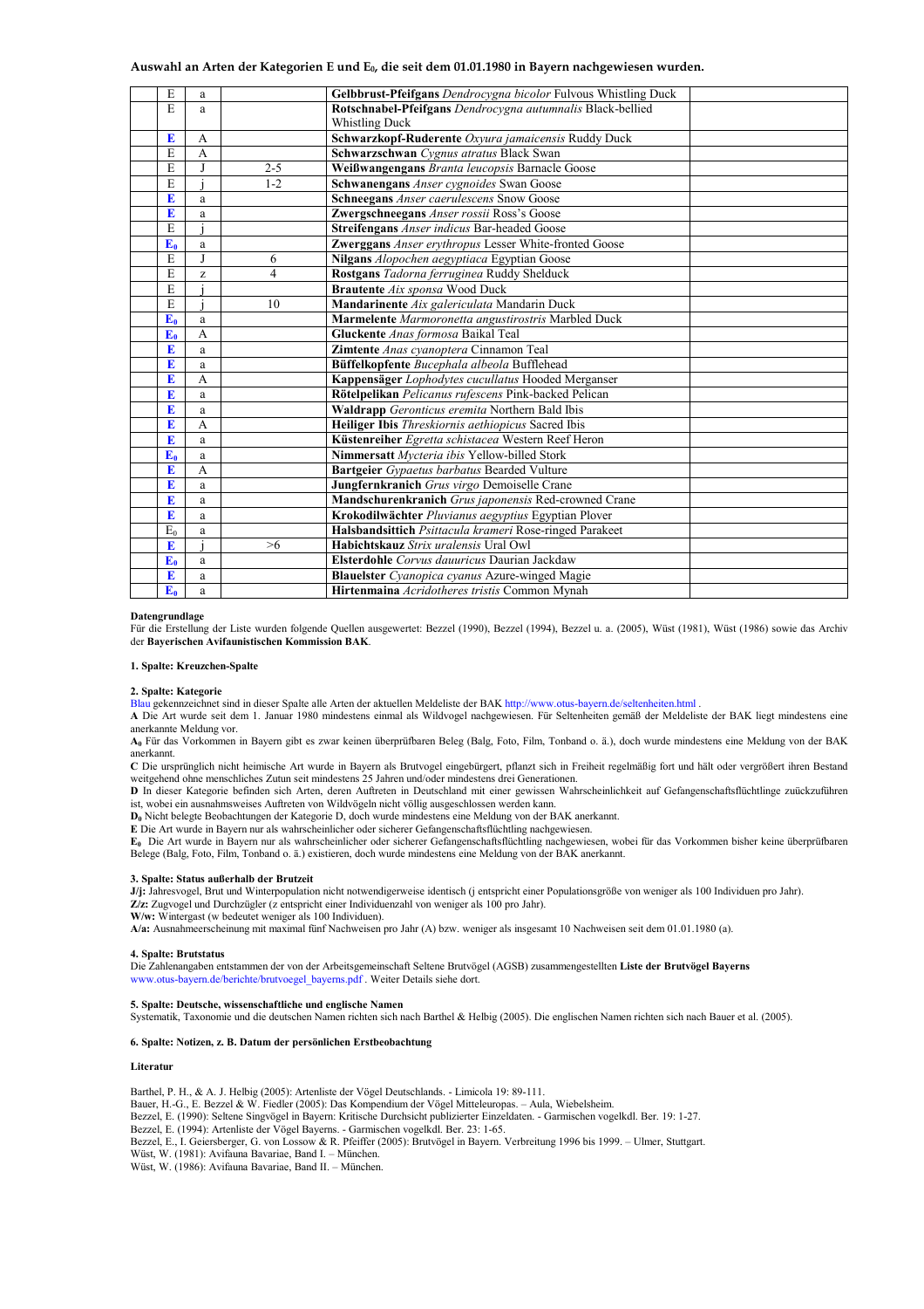**Auswahl an Arten der Kategorien E und $E_0$, die seit dem 01.01.1980 in Bayern nachgewiesen wurden.**

| | | | | | |
|---|---|---|---|---|---|
| | E | a | | **Gelbbrust-Pfeifgans** *Dendrocygna bicolor* Fulvous Whistling Duck | |
| | E | a | | **Rotschnabel-Pfeifgans** *Dendrocygna autumnalis* Black-bellied Whistling Duck | |
| | **E** | A | | **Schwarzkopf-Ruderente** *Oxyura jamaicensis* Ruddy Duck | |
| | E | A | | **Schwarzschwan** *Cygnus atratus* Black Swan | |
| | E | J | 2-5 | **Weißwangengans** *Branta leucopsis* Barnacle Goose | |
| | E | j | 1-2 | **Schwanengans** *Anser cygnoides* Swan Goose | |
| | **E** | a | | **Schneegans** *Anser caerulescens* Snow Goose | |
| | **E** | a | | **Zwergschneegans** *Anser rossii* Ross's Goose | |
| | E | j | | **Streifengans** *Anser indicus* Bar-headed Goose | |
| | **$E_0$** | a | | **Zwerggans** *Anser erythropus* Lesser White-fronted Goose | |
| | E | J | 6 | **Nilgans** *Alopochen aegyptiaca* Egyptian Goose | |
| | E | z | 4 | **Rostgans** *Tadorna ferruginea* Ruddy Shelduck | |
| | E | j | | **Brautente** *Aix sponsa* Wood Duck | |
| | E | j | 10 | **Mandarinente** *Aix galericulata* Mandarin Duck | |
| | **$E_0$** | a | | **Marmelente** *Marmoronetta angustirostris* Marbled Duck | |
| | **$E_0$** | A | | **Gluckente** *Anas formosa* Baikal Teal | |
| | **E** | a | | **Zimtente** *Anas cyanoptera* Cinnamon Teal | |
| | **E** | a | | **Büffelkopfente** *Bucephala albeola* Bufflehead | |
| | **E** | A | | **Kappensäger** *Lophodytes cucullatus* Hooded Merganser | |
| | **E** | a | | **Rötelpelikan** *Pelicanus rufescens* Pink-backed Pelican | |
| | **E** | a | | **Waldrapp** *Geronticus eremita* Northern Bald Ibis | |
| | **E** | A | | **Heiliger Ibis** *Threskiornis aethiopicus* Sacred Ibis | |
| | **E** | a | | **Küstenreiher** *Egretta schistacea* Western Reef Heron | |
| | **$E_0$** | a | | **Nimmersatt** *Mycteria ibis* Yellow-billed Stork | |
| | **E** | A | | **Bartgeier** *Gypaetus barbatus* Bearded Vulture | |
| | **E** | a | | **Jungfernkranich** *Grus virgo* Demoiselle Crane | |
| | **E** | a | | **Mandschurenkranich** *Grus japonensis* Red-crowned Crane | |
| | **E** | a | | **Krokodilwächter** *Pluvianus aegyptius* Egyptian Plover | |
| | $E_0$ | a | | **Halsbandsittich** *Psittacula krameri* Rose-ringed Parakeet | |
| | **E** | j | >6 | **Habichtskauz** *Strix uralensis* Ural Owl | |
| | **$E_0$** | a | | **Elsterdohle** *Corvus dauuricus* Daurian Jackdaw | |
| | **E** | a | | **Blauelster** *Cyanopica cyanus* Azure-winged Magie | |
| | **$E_0$** | a | | **Hirtenmaina** *Acridotheres tristis* Common Mynah | |

**Datengrundlage**

Für die Erstellung der Liste wurden folgende Quellen ausgewertet: Bezzel (1990), Bezzel (1994), Bezzel u. a. (2005), Wüst (1981), Wüst (1986) sowie das Archiv der **Bayerischen Avifaunistischen Kommission BAK**.

**1. Spalte: Kreuzchen-Spalte**

**2. Spalte: Kategorie**

Blau gekennzeichnet sind in dieser Spalte alle Arten der aktuellen Meldeliste der BAK http://www.otus-bayern.de/seltenheiten.html .

**A** Die Art wurde seit dem 1. Januar 1980 mindestens einmal als Wildvogel nachgewiesen. Für Seltenheiten gemäß der Meldeliste der BAK liegt mindestens eine anerkannte Meldung vor.

**$A_0$** Für das Vorkommen in Bayern gibt es zwar keinen überprüfbaren Beleg (Balg, Foto, Film, Tonband o. ä.), doch wurde mindestens eine Meldung von der BAK anerkannt.

**C** Die ursprünglich nicht heimische Art wurde in Bayern als Brutvogel eingebürgert, pflanzt sich in Freiheit regelmäßig fort und hält oder vergrößert ihren Bestand weitgehend ohne menschliches Zutun seit mindestens 25 Jahren und/oder mindestens drei Generationen.

**D** In dieser Kategorie befinden sich Arten, deren Auftreten in Deutschland mit einer gewissen Wahrscheinlichkeit auf Gefangenschaftsflüchtlinge zuückzuführen ist, wobei ein ausnahmsweises Auftreten von Wildvögeln nicht völlig ausgeschlossen werden kann.

**$D_0$** Nicht belegte Beobachtungen der Kategorie D, doch wurde mindestens eine Meldung von der BAK anerkannt.

**E** Die Art wurde in Bayern nur als wahrscheinlicher oder sicherer Gefangenschaftsflüchtling nachgewiesen.

**$E_0$** Die Art wurde in Bayern nur als wahrscheinlicher oder sicherer Gefangenschaftsflüchtling nachgewiesen, wobei für das Vorkommen bisher keine überprüfbaren Belege (Balg, Foto, Film, Tonband o. ä.) existieren, doch wurde mindestens eine Meldung von der BAK anerkannt.

**3. Spalte: Status außerhalb der Brutzeit**

**J/j:** Jahresvogel, Brut und Winterpopulation nicht notwendigerweise identisch (j entspricht einer Populationsgröße von weniger als 100 Individuen pro Jahr).

**Z/z:** Zugvogel und Durchzügler (z entspricht einer Individuenzahl von weniger als 100 pro Jahr).

**W/w:** Wintergast (w bedeutet weniger als 100 Individuen).

**A/a:** Ausnahmeerscheinung mit maximal fünf Nachweisen pro Jahr (A) bzw. weniger als insgesamt 10 Nachweisen seit dem 01.01.1980 (a).

**4. Spalte: Brutstatus**

Die Zahlenangaben entstammen der von der Arbeitsgemeinschaft Seltene Brutvögel (AGSB) zusammengestellten **Liste der Brutvögel Bayerns** www.otus-bayern.de/berichte/brutvoegel_bayerns.pdf . Weiter Details siehe dort.

**5. Spalte: Deutsche, wissenschaftliche und englische Namen**

Systematik, Taxonomie und die deutschen Namen richten sich nach Barthel & Helbig (2005). Die englischen Namen richten sich nach Bauer et al. (2005).

**6. Spalte: Notizen, z. B. Datum der persönlichen Erstbeobachtung**

**Literatur**

Barthel, P. H., & A. J. Helbig (2005): Artenliste der Vögel Deutschlands. - Limicola 19: 89-111.
Bauer, H.-G., E. Bezzel & W. Fiedler (2005): Das Kompendium der Vögel Mitteleuropas. – Aula, Wiebelsheim.
Bezzel, E. (1990): Seltene Singvögel in Bayern: Kritische Durchsicht publizierter Einzeldaten. - Garmischen vogelkdl. Ber. 19: 1-27.
Bezzel, E. (1994): Artenliste der Vögel Bayerns. - Garmischen vogelkdl. Ber. 23: 1-65.
Bezzel, E., I. Geiersberger, G. von Lossow & R. Pfeiffer (2005): Brutvögel in Bayern. Verbreitung 1996 bis 1999. – Ulmer, Stuttgart.
Wüst, W. (1981): Avifauna Bavariae, Band I. – München.
Wüst, W. (1986): Avifauna Bavariae, Band II. – München.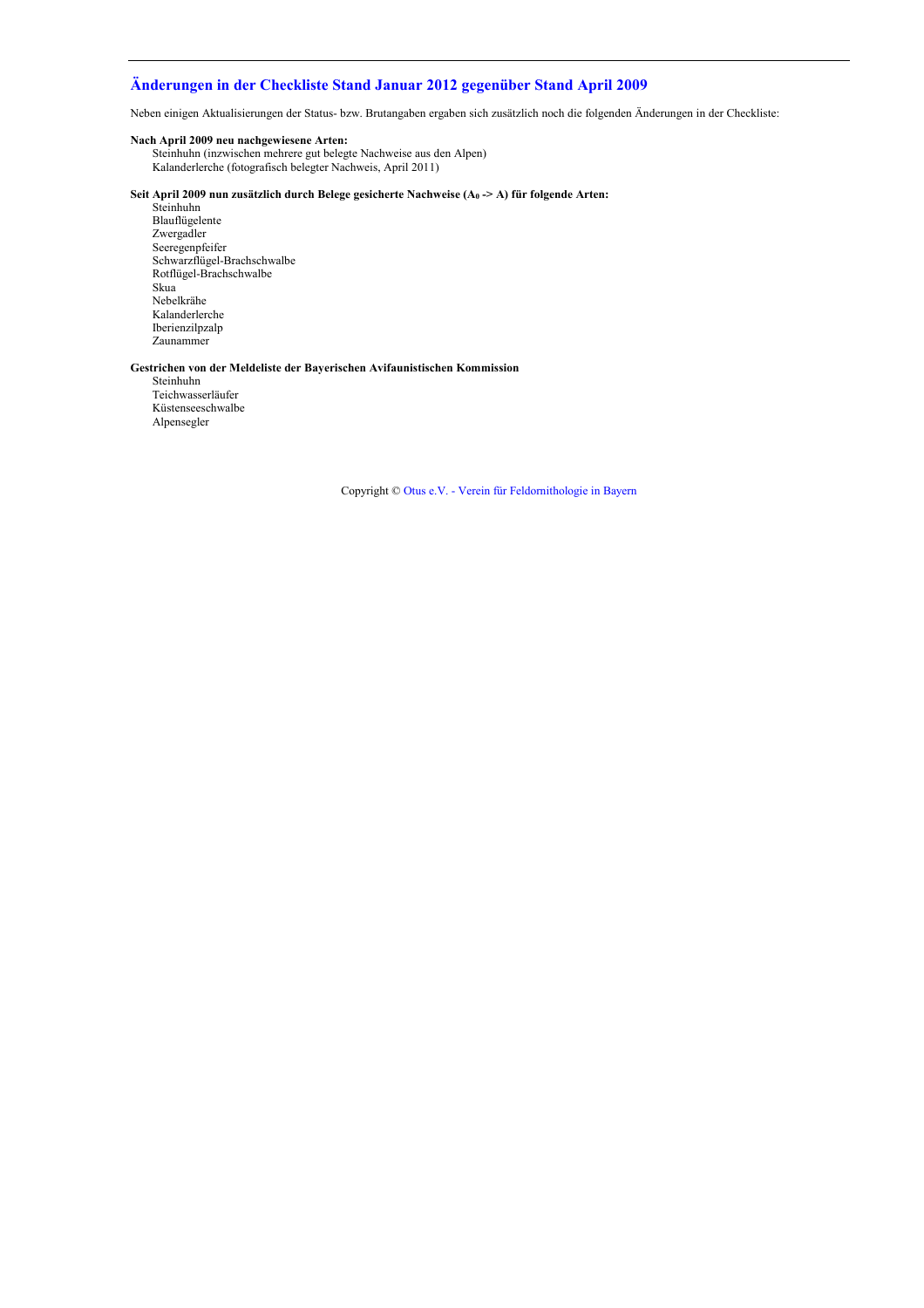## Änderungen in der Checkliste Stand Januar 2012 gegenüber Stand April 2009

Neben einigen Aktualisierungen der Status- bzw. Brutangaben ergaben sich zusätzlich noch die folgenden Änderungen in der Checkliste:

**Nach April 2009 neu nachgewiesene Arten:**

Steinhuhn (inzwischen mehrere gut belegte Nachweise aus den Alpen)
Kalanderlerche (fotografisch belegter Nachweis, April 2011)

**Seit April 2009 nun zusätzlich durch Belege gesicherte Nachweise ($A_0$ -> A) für folgende Arten:**

Steinhuhn
Blauflügelente
Zwergadler
Seeregenpfeifer
Schwarzflügel-Brachschwalbe
Rotflügel-Brachschwalbe
Skua
Nebelkrähe
Kalanderlerche
Iberienzilpzalp
Zaunammer

**Gestrichen von der Meldeliste der Bayerischen Avifaunistischen Kommission**

Steinhuhn
Teichwasserläufer
Küstenseeschwalbe
Alpensegler

Copyright © Otus e.V. - Verein für Feldornithologie in Bayern